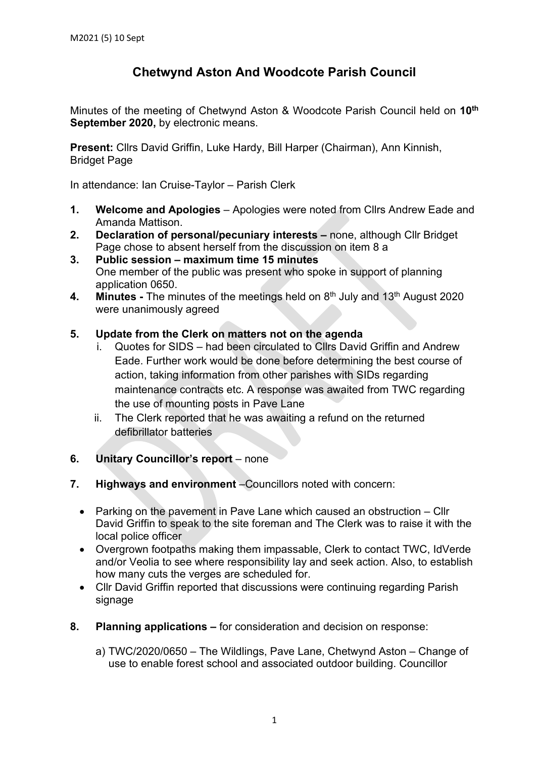# Chetwynd Aston And Woodcote Parish Council

Minutes of the meeting of Chetwynd Aston & Woodcote Parish Council held on **10th September 2020,** by electronic means.

**Present:** Cllrs David Griffin, Luke Hardy, Bill Harper (Chairman), Ann Kinnish, Bridget Page

In attendance: Ian Cruise-Taylor – Parish Clerk

1. **Welcome and Apologies** – Apologies were noted from Cllrs Andrew Eade and Amanda Mattison.
2. **Declaration of personal/pecuniary interests –** none, although Cllr Bridget Page chose to absent herself from the discussion on item 8 a
3. **Public session – maximum time 15 minutes**
   One member of the public was present who spoke in support of planning application 0650.
4. **Minutes -** The minutes of the meetings held on 8th July and 13th August 2020 were unanimously agreed
5. **Update from the Clerk on matters not on the agenda**
   i. Quotes for SIDS – had been circulated to Cllrs David Griffin and Andrew Eade. Further work would be done before determining the best course of action, taking information from other parishes with SIDs regarding maintenance contracts etc. A response was awaited from TWC regarding the use of mounting posts in Pave Lane
   ii. The Clerk reported that he was awaiting a refund on the returned defibrillator batteries
6. **Unitary Councillor's report** – none
7. **Highways and environment** –Councillors noted with concern:
   - Parking on the pavement in Pave Lane which caused an obstruction – Cllr David Griffin to speak to the site foreman and The Clerk was to raise it with the local police officer
   - Overgrown footpaths making them impassable, Clerk to contact TWC, IdVerde and/or Veolia to see where responsibility lay and seek action. Also, to establish how many cuts the verges are scheduled for.
   - Cllr David Griffin reported that discussions were continuing regarding Parish signage
8. **Planning applications –** for consideration and decision on response:

   a) TWC/2020/0650 – The Wildlings, Pave Lane, Chetwynd Aston – Change of use to enable forest school and associated outdoor building. Councillor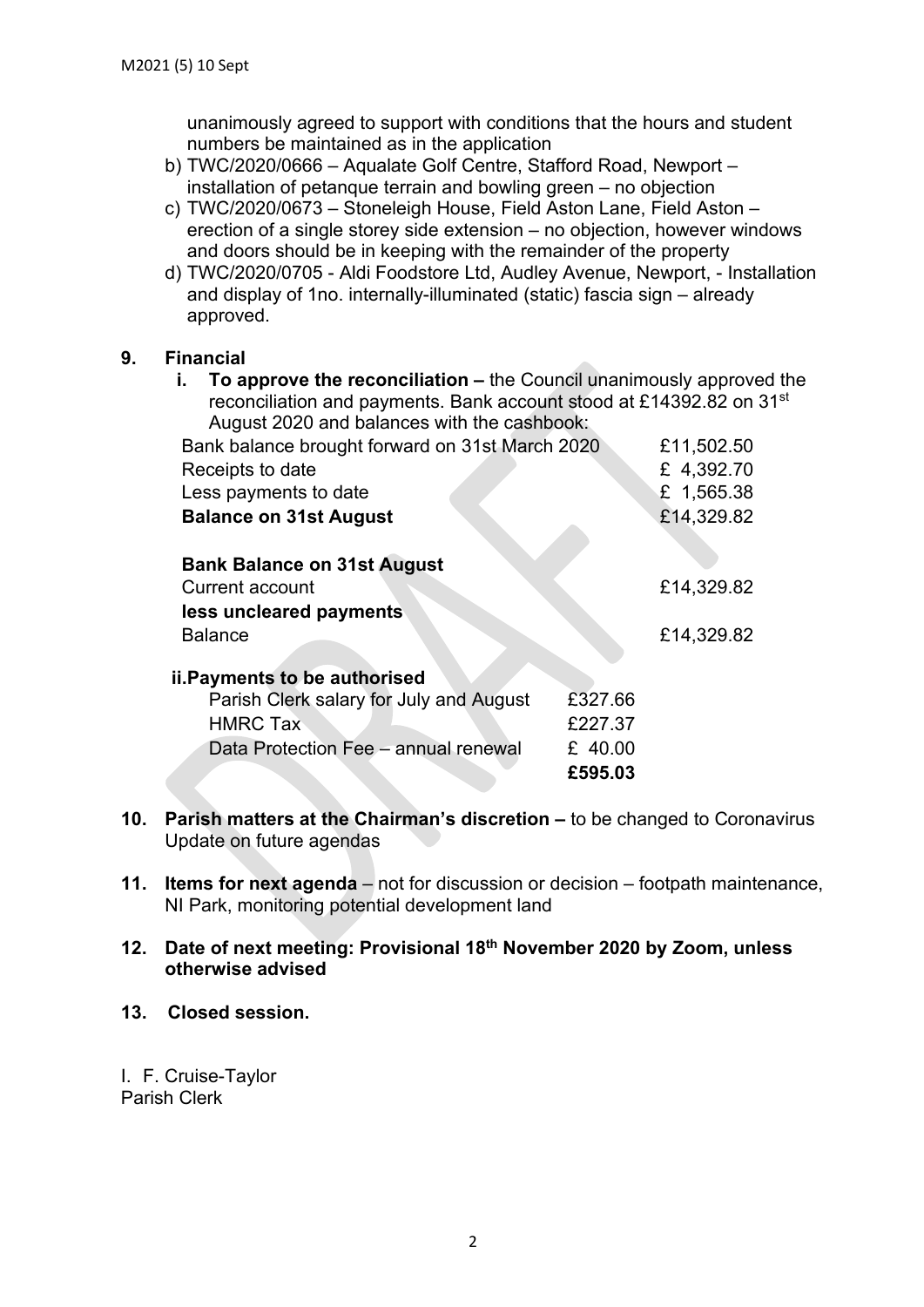unanimously agreed to support with conditions that the hours and student numbers be maintained as in the application

b) TWC/2020/0666 – Aqualate Golf Centre, Stafford Road, Newport – installation of petanque terrain and bowling green – no objection
c) TWC/2020/0673 – Stoneleigh House, Field Aston Lane, Field Aston – erection of a single storey side extension – no objection, however windows and doors should be in keeping with the remainder of the property
d) TWC/2020/0705 - Aldi Foodstore Ltd, Audley Avenue, Newport, - Installation and display of 1no. internally-illuminated (static) fascia sign – already approved.

**9. Financial**

**i. To approve the reconciliation –** the Council unanimously approved the reconciliation and payments. Bank account stood at £14392.82 on 31st August 2020 and balances with the cashbook:

| | |
|---|---|
| Bank balance brought forward on 31st March 2020 | £11,502.50 |
| Receipts to date | £ 4,392.70 |
| Less payments to date | £ 1,565.38 |
| **Balance on 31st August** | £14,329.82 |
| | |
| **Bank Balance on 31st August** | |
| Current account | £14,329.82 |
| **less uncleared payments** | |
| Balance | £14,329.82 |

**ii. Payments to be authorised**

| | |
|---|---|
| Parish Clerk salary for July and August | £327.66 |
| HMRC Tax | £227.37 |
| Data Protection Fee – annual renewal | £ 40.00 |
| | **£595.03** |

**10. Parish matters at the Chairman's discretion –** to be changed to Coronavirus Update on future agendas

**11. Items for next agenda** – not for discussion or decision – footpath maintenance, NI Park, monitoring potential development land

**12. Date of next meeting: Provisional 18th November 2020 by Zoom, unless otherwise advised**

**13. Closed session.**

I. F. Cruise-Taylor
Parish Clerk